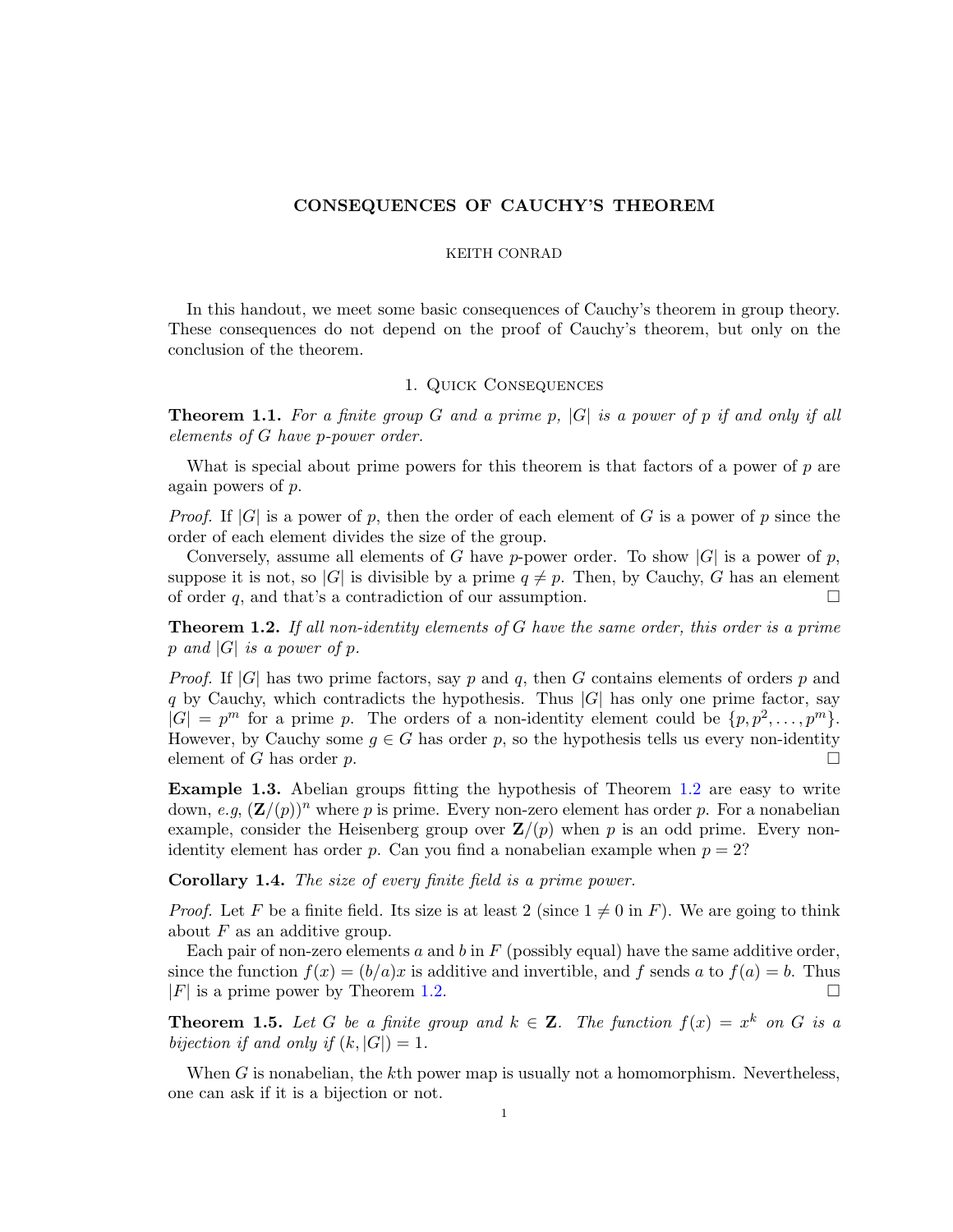# CONSEQUENCES OF CAUCHY'S THEOREM

KEITH CONRAD

In this handout, we meet some basic consequences of Cauchy's theorem in group theory. These consequences do not depend on the proof of Cauchy's theorem, but only on the conclusion of the theorem.

## 1. Quick Consequences

**Theorem 1.1.** *For a finite group $G$ and a prime $p$, $|G|$ is a power of $p$ if and only if all elements of $G$ have $p$-power order.*

What is special about prime powers for this theorem is that factors of a power of $p$ are again powers of $p$.

*Proof.* If $|G|$ is a power of $p$, then the order of each element of $G$ is a power of $p$ since the order of each element divides the size of the group.

Conversely, assume all elements of $G$ have $p$-power order. To show $|G|$ is a power of $p$, suppose it is not, so $|G|$ is divisible by a prime $q \neq p$. Then, by Cauchy, $G$ has an element of order $q$, and that's a contradiction of our assumption. □

**Theorem 1.2.** *If all non-identity elements of $G$ have the same order, this order is a prime $p$ and $|G|$ is a power of $p$.*

*Proof.* If $|G|$ has two prime factors, say $p$ and $q$, then $G$ contains elements of orders $p$ and $q$ by Cauchy, which contradicts the hypothesis. Thus $|G|$ has only one prime factor, say $|G| = p^m$ for a prime $p$. The orders of a non-identity element could be $\{p, p^2, \ldots, p^m\}$. However, by Cauchy some $g \in G$ has order $p$, so the hypothesis tells us every non-identity element of $G$ has order $p$. □

**Example 1.3.** Abelian groups fitting the hypothesis of Theorem 1.2 are easy to write down, *e.g*, $(\mathbf{Z}/(p))^n$ where $p$ is prime. Every non-zero element has order $p$. For a nonabelian example, consider the Heisenberg group over $\mathbf{Z}/(p)$ when $p$ is an odd prime. Every non-identity element has order $p$. Can you find a nonabelian example when $p = 2$?

**Corollary 1.4.** *The size of every finite field is a prime power.*

*Proof.* Let $F$ be a finite field. Its size is at least 2 (since $1 \neq 0$ in $F$). We are going to think about $F$ as an additive group.

Each pair of non-zero elements $a$ and $b$ in $F$ (possibly equal) have the same additive order, since the function $f(x) = (b/a)x$ is additive and invertible, and $f$ sends $a$ to $f(a) = b$. Thus $|F|$ is a prime power by Theorem 1.2. □

**Theorem 1.5.** *Let $G$ be a finite group and $k \in \mathbf{Z}$. The function $f(x) = x^k$ on $G$ is a bijection if and only if $(k, |G|) = 1$.*

When $G$ is nonabelian, the $k$th power map is usually not a homomorphism. Nevertheless, one can ask if it is a bijection or not.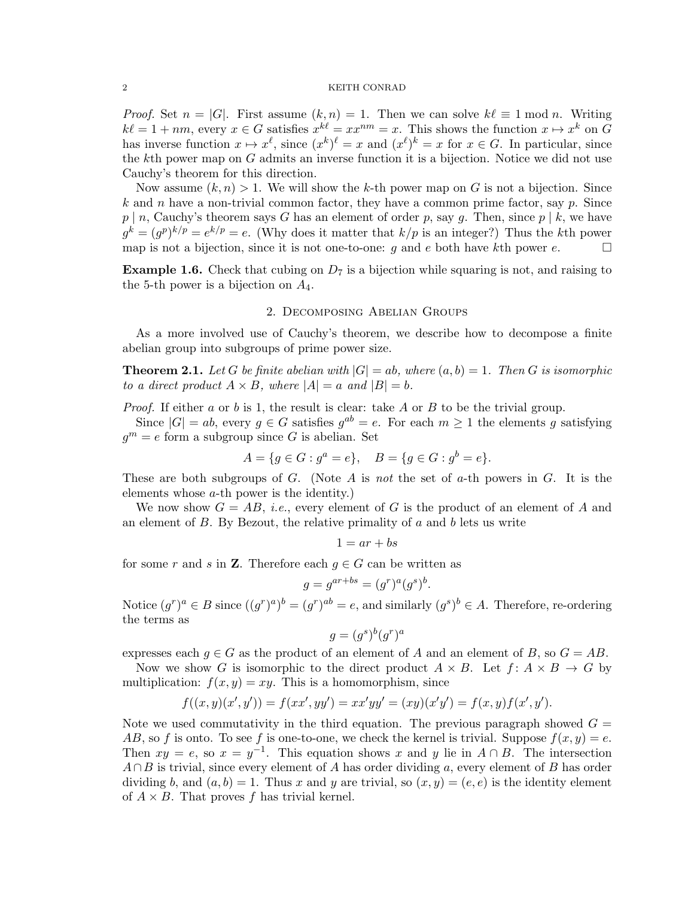*Proof.* Set $n = |G|$. First assume $(k, n) = 1$. Then we can solve $k\ell \equiv 1 \bmod n$. Writing $k\ell = 1 + nm$, every $x \in G$ satisfies $x^{k\ell} = xx^{nm} = x$. This shows the function $x \mapsto x^k$ on $G$ has inverse function $x \mapsto x^\ell$, since $(x^k)^\ell = x$ and $(x^\ell)^k = x$ for $x \in G$. In particular, since the $k$th power map on $G$ admits an inverse function it is a bijection. Notice we did not use Cauchy's theorem for this direction.

Now assume $(k, n) > 1$. We will show the $k$-th power map on $G$ is not a bijection. Since $k$ and $n$ have a non-trivial common factor, they have a common prime factor, say $p$. Since $p \mid n$, Cauchy's theorem says $G$ has an element of order $p$, say $g$. Then, since $p \mid k$, we have $g^k = (g^p)^{k/p} = e^{k/p} = e$. (Why does it matter that $k/p$ is an integer?) Thus the $k$th power map is not a bijection, since it is not one-to-one: $g$ and $e$ both have $k$th power $e$. □

**Example 1.6.** Check that cubing on $D_7$ is a bijection while squaring is not, and raising to the 5-th power is a bijection on $A_4$.

## 2. Decomposing Abelian Groups

As a more involved use of Cauchy's theorem, we describe how to decompose a finite abelian group into subgroups of prime power size.

**Theorem 2.1.** *Let $G$ be finite abelian with $|G| = ab$, where $(a, b) = 1$. Then $G$ is isomorphic to a direct product $A \times B$, where $|A| = a$ and $|B| = b$.*

*Proof.* If either $a$ or $b$ is 1, the result is clear: take $A$ or $B$ to be the trivial group.

Since $|G| = ab$, every $g \in G$ satisfies $g^{ab} = e$. For each $m \geq 1$ the elements $g$ satisfying $g^m = e$ form a subgroup since $G$ is abelian. Set

$$A = \{g \in G : g^a = e\}, \quad B = \{g \in G : g^b = e\}.$$

These are both subgroups of $G$. (Note $A$ is *not* the set of $a$-th powers in $G$. It is the elements whose $a$-th power is the identity.)

We now show $G = AB$, *i.e.*, every element of $G$ is the product of an element of $A$ and an element of $B$. By Bezout, the relative primality of $a$ and $b$ lets us write

$$1 = ar + bs$$

for some $r$ and $s$ in $\mathbf{Z}$. Therefore each $g \in G$ can be written as

$$g = g^{ar+bs} = (g^r)^a (g^s)^b.$$

Notice $(g^r)^a \in B$ since $((g^r)^a)^b = (g^r)^{ab} = e$, and similarly $(g^s)^b \in A$. Therefore, re-ordering the terms as

$$g = (g^s)^b (g^r)^a$$

expresses each $g \in G$ as the product of an element of $A$ and an element of $B$, so $G = AB$.

Now we show $G$ is isomorphic to the direct product $A \times B$. Let $f \colon A \times B \to G$ by multiplication: $f(x, y) = xy$. This is a homomorphism, since

$$f((x, y)(x', y')) = f(xx', yy') = xx'yy' = (xy)(x'y') = f(x, y)f(x', y').$$

Note we used commutativity in the third equation. The previous paragraph showed $G = AB$, so $f$ is onto. To see $f$ is one-to-one, we check the kernel is trivial. Suppose $f(x, y) = e$. Then $xy = e$, so $x = y^{-1}$. This equation shows $x$ and $y$ lie in $A \cap B$. The intersection $A \cap B$ is trivial, since every element of $A$ has order dividing $a$, every element of $B$ has order dividing $b$, and $(a, b) = 1$. Thus $x$ and $y$ are trivial, so $(x, y) = (e, e)$ is the identity element of $A \times B$. That proves $f$ has trivial kernel.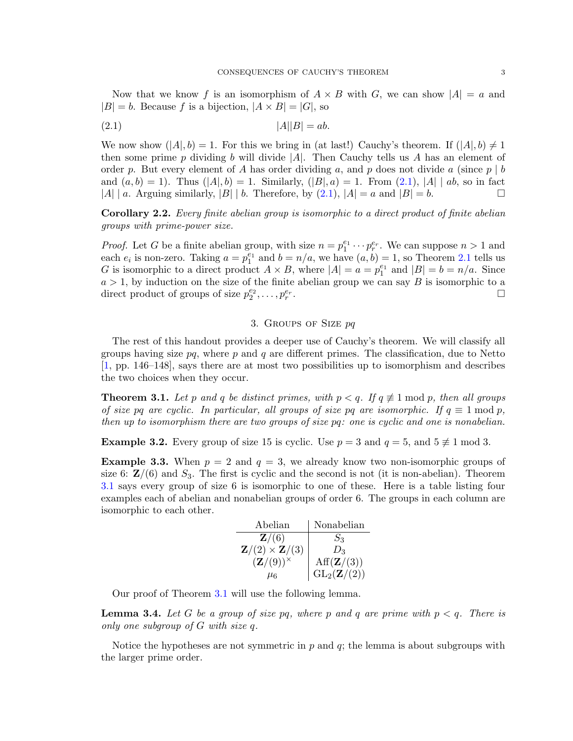Now that we know $f$ is an isomorphism of $A \times B$ with $G$, we can show $|A| = a$ and $|B| = b$. Because $f$ is a bijection, $|A \times B| = |G|$, so

$$|A||B| = ab. \tag{2.1}$$

We now show $(|A|, b) = 1$. For this we bring in (at last!) Cauchy's theorem. If $(|A|, b) \neq 1$ then some prime $p$ dividing $b$ will divide $|A|$. Then Cauchy tells us $A$ has an element of order $p$. But every element of $A$ has order dividing $a$, and $p$ does not divide $a$ (since $p \mid b$ and $(a, b) = 1$). Thus $(|A|, b) = 1$. Similarly, $(|B|, a) = 1$. From (2.1), $|A| \mid ab$, so in fact $|A| \mid a$. Arguing similarly, $|B| \mid b$. Therefore, by (2.1), $|A| = a$ and $|B| = b$. □

**Corollary 2.2.** *Every finite abelian group is isomorphic to a direct product of finite abelian groups with prime-power size.*

*Proof.* Let $G$ be a finite abelian group, with size $n = p_1^{e_1} \cdots p_r^{e_r}$. We can suppose $n > 1$ and each $e_i$ is non-zero. Taking $a = p_1^{e_1}$ and $b = n/a$, we have $(a, b) = 1$, so Theorem 2.1 tells us $G$ is isomorphic to a direct product $A \times B$, where $|A| = a = p_1^{e_1}$ and $|B| = b = n/a$. Since $a > 1$, by induction on the size of the finite abelian group we can say $B$ is isomorphic to a direct product of groups of size $p_2^{e_2}, \ldots, p_r^{e_r}$. □

## 3. Groups of Size $pq$

The rest of this handout provides a deeper use of Cauchy's theorem. We will classify all groups having size $pq$, where $p$ and $q$ are different primes. The classification, due to Netto [1, pp. 146–148], says there are at most two possibilities up to isomorphism and describes the two choices when they occur.

**Theorem 3.1.** *Let $p$ and $q$ be distinct primes, with $p < q$. If $q \not\equiv 1 \bmod p$, then all groups of size $pq$ are cyclic. In particular, all groups of size $pq$ are isomorphic. If $q \equiv 1 \bmod p$, then up to isomorphism there are two groups of size $pq$: one is cyclic and one is nonabelian.*

**Example 3.2.** Every group of size 15 is cyclic. Use $p = 3$ and $q = 5$, and $5 \not\equiv 1 \bmod 3$.

**Example 3.3.** When $p = 2$ and $q = 3$, we already know two non-isomorphic groups of size 6: $\mathbf{Z}/(6)$ and $S_3$. The first is cyclic and the second is not (it is non-abelian). Theorem 3.1 says every group of size 6 is isomorphic to one of these. Here is a table listing four examples each of abelian and nonabelian groups of order 6. The groups in each column are isomorphic to each other.

| Abelian | Nonabelian |
|---|---|
| $\mathbf{Z}/(6)$ | $S_3$ |
| $\mathbf{Z}/(2) \times \mathbf{Z}/(3)$ | $D_3$ |
| $(\mathbf{Z}/(9))^\times$ | $\mathrm{Aff}(\mathbf{Z}/(3))$ |
| $\mu_6$ | $\mathrm{GL}_2(\mathbf{Z}/(2))$ |

Our proof of Theorem 3.1 will use the following lemma.

**Lemma 3.4.** *Let $G$ be a group of size $pq$, where $p$ and $q$ are prime with $p < q$. There is only one subgroup of $G$ with size $q$.*

Notice the hypotheses are not symmetric in $p$ and $q$; the lemma is about subgroups with the larger prime order.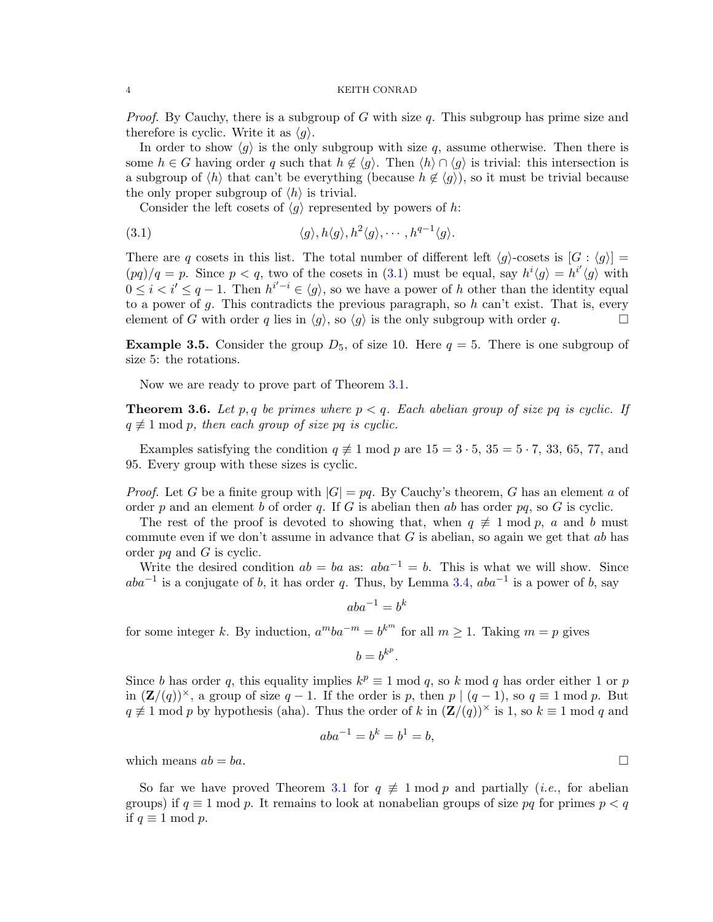*Proof.* By Cauchy, there is a subgroup of $G$ with size $q$. This subgroup has prime size and therefore is cyclic. Write it as $\langle g\rangle$.

In order to show $\langle g\rangle$ is the only subgroup with size $q$, assume otherwise. Then there is some $h \in G$ having order $q$ such that $h \notin \langle g\rangle$. Then $\langle h\rangle \cap \langle g\rangle$ is trivial: this intersection is a subgroup of $\langle h\rangle$ that can't be everything (because $h \notin \langle g\rangle$), so it must be trivial because the only proper subgroup of $\langle h\rangle$ is trivial.

Consider the left cosets of $\langle g\rangle$ represented by powers of $h$:

$$\langle g\rangle, h\langle g\rangle, h^2\langle g\rangle, \cdots, h^{q-1}\langle g\rangle. \tag{3.1}$$

There are $q$ cosets in this list. The total number of different left $\langle g\rangle$-cosets is $[G : \langle g\rangle] = (pq)/q = p$. Since $p < q$, two of the cosets in (3.1) must be equal, say $h^i\langle g\rangle = h^{i'}\langle g\rangle$ with $0 \le i < i' \le q-1$. Then $h^{i'-i} \in \langle g\rangle$, so we have a power of $h$ other than the identity equal to a power of $g$. This contradicts the previous paragraph, so $h$ can't exist. That is, every element of $G$ with order $q$ lies in $\langle g\rangle$, so $\langle g\rangle$ is the only subgroup with order $q$. □

**Example 3.5.** Consider the group $D_5$, of size 10. Here $q = 5$. There is one subgroup of size 5: the rotations.

Now we are ready to prove part of Theorem 3.1.

**Theorem 3.6.** *Let $p, q$ be primes where $p < q$. Each abelian group of size $pq$ is cyclic. If $q \not\equiv 1 \bmod p$, then each group of size $pq$ is cyclic.*

Examples satisfying the condition $q \not\equiv 1 \bmod p$ are $15 = 3 \cdot 5$, $35 = 5 \cdot 7$, 33, 65, 77, and 95. Every group with these sizes is cyclic.

*Proof.* Let $G$ be a finite group with $|G| = pq$. By Cauchy's theorem, $G$ has an element $a$ of order $p$ and an element $b$ of order $q$. If $G$ is abelian then $ab$ has order $pq$, so $G$ is cyclic.

The rest of the proof is devoted to showing that, when $q \not\equiv 1 \bmod p$, $a$ and $b$ must commute even if we don't assume in advance that $G$ is abelian, so again we get that $ab$ has order $pq$ and $G$ is cyclic.

Write the desired condition $ab = ba$ as: $aba^{-1} = b$. This is what we will show. Since $aba^{-1}$ is a conjugate of $b$, it has order $q$. Thus, by Lemma 3.4, $aba^{-1}$ is a power of $b$, say

$$aba^{-1} = b^k$$

for some integer $k$. By induction, $a^m ba^{-m} = b^{k^m}$ for all $m \ge 1$. Taking $m = p$ gives

$$b = b^{k^p}.$$

Since $b$ has order $q$, this equality implies $k^p \equiv 1 \bmod q$, so $k \bmod q$ has order either 1 or $p$ in $(\mathbf{Z}/(q))^\times$, a group of size $q-1$. If the order is $p$, then $p \mid (q-1)$, so $q \equiv 1 \bmod p$. But $q \not\equiv 1 \bmod p$ by hypothesis (aha). Thus the order of $k$ in $(\mathbf{Z}/(q))^\times$ is 1, so $k \equiv 1 \bmod q$ and

$$aba^{-1} = b^k = b^1 = b,$$

which means $ab = ba$. □

So far we have proved Theorem 3.1 for $q \not\equiv 1 \bmod p$ and partially (*i.e.*, for abelian groups) if $q \equiv 1 \bmod p$. It remains to look at nonabelian groups of size $pq$ for primes $p < q$ if $q \equiv 1 \bmod p$.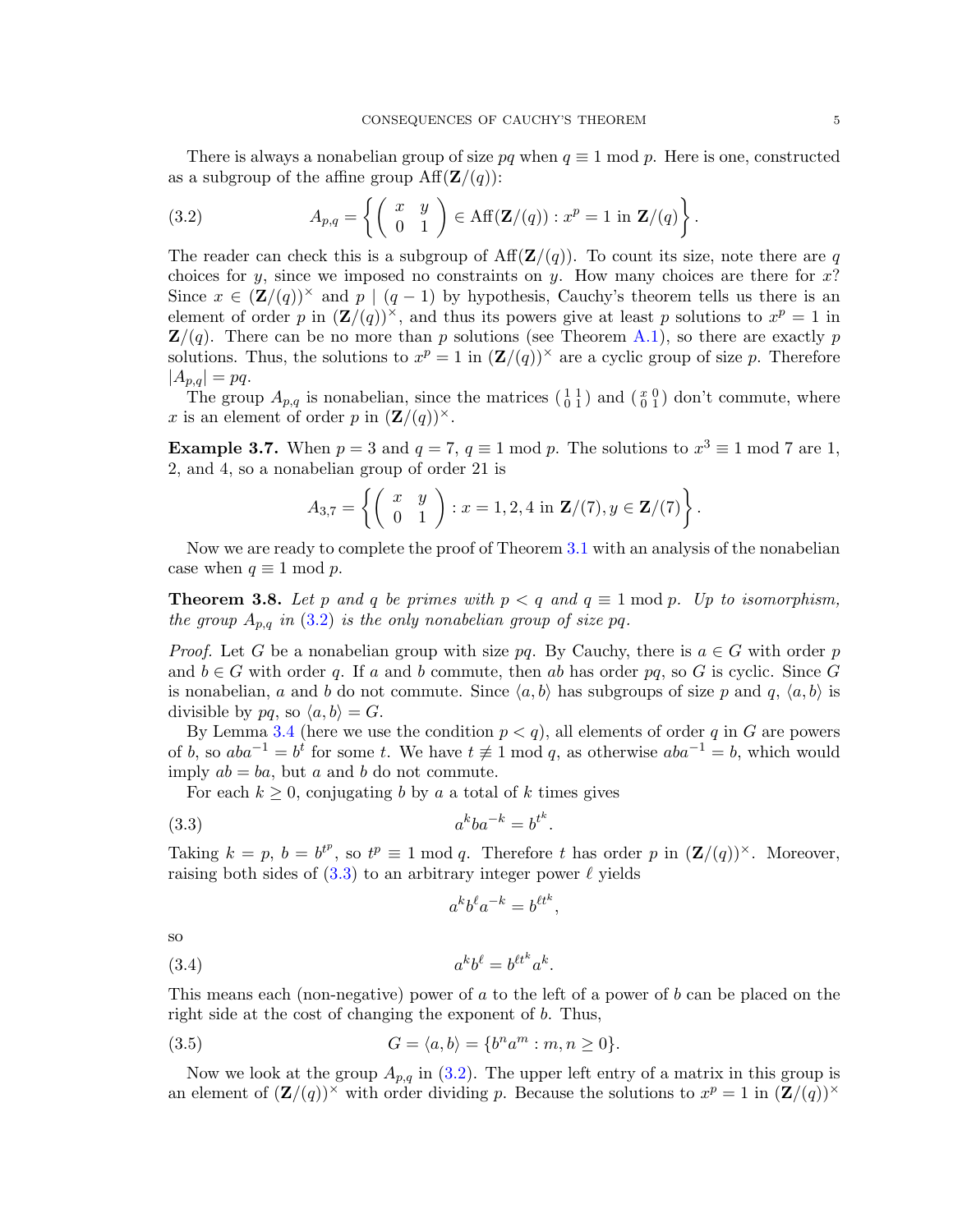There is always a nonabelian group of size $pq$ when $q \equiv 1 \bmod p$. Here is one, constructed as a subgroup of the affine group $\mathrm{Aff}(\mathbf{Z}/(q))$:

$$A_{p,q} = \left\{ \left( \begin{array}{cc} x & y \\ 0 & 1 \end{array} \right) \in \mathrm{Aff}(\mathbf{Z}/(q)) : x^p = 1 \text{ in } \mathbf{Z}/(q) \right\}. \tag{3.2}$$

The reader can check this is a subgroup of $\mathrm{Aff}(\mathbf{Z}/(q))$. To count its size, note there are $q$ choices for $y$, since we imposed no constraints on $y$. How many choices are there for $x$? Since $x \in (\mathbf{Z}/(q))^\times$ and $p \mid (q-1)$ by hypothesis, Cauchy's theorem tells us there is an element of order $p$ in $(\mathbf{Z}/(q))^\times$, and thus its powers give at least $p$ solutions to $x^p = 1$ in $\mathbf{Z}/(q)$. There can be no more than $p$ solutions (see Theorem A.1), so there are exactly $p$ solutions. Thus, the solutions to $x^p = 1$ in $(\mathbf{Z}/(q))^\times$ are a cyclic group of size $p$. Therefore $|A_{p,q}| = pq$.

The group $A_{p,q}$ is nonabelian, since the matrices $\left(\begin{smallmatrix} 1 & 1 \\ 0 & 1 \end{smallmatrix}\right)$ and $\left(\begin{smallmatrix} x & 0 \\ 0 & 1 \end{smallmatrix}\right)$ don't commute, where $x$ is an element of order $p$ in $(\mathbf{Z}/(q))^\times$.

**Example 3.7.** When $p = 3$ and $q = 7$, $q \equiv 1 \bmod p$. The solutions to $x^3 \equiv 1 \bmod 7$ are 1, 2, and 4, so a nonabelian group of order 21 is

$$A_{3,7} = \left\{ \left( \begin{array}{cc} x & y \\ 0 & 1 \end{array} \right) : x = 1, 2, 4 \text{ in } \mathbf{Z}/(7), y \in \mathbf{Z}/(7) \right\}.$$

Now we are ready to complete the proof of Theorem 3.1 with an analysis of the nonabelian case when $q \equiv 1 \bmod p$.

**Theorem 3.8.** *Let $p$ and $q$ be primes with $p < q$ and $q \equiv 1 \bmod p$. Up to isomorphism, the group $A_{p,q}$ in (3.2) is the only nonabelian group of size $pq$.*

*Proof.* Let $G$ be a nonabelian group with size $pq$. By Cauchy, there is $a \in G$ with order $p$ and $b \in G$ with order $q$. If $a$ and $b$ commute, then $ab$ has order $pq$, so $G$ is cyclic. Since $G$ is nonabelian, $a$ and $b$ do not commute. Since $\langle a, b \rangle$ has subgroups of size $p$ and $q$, $\langle a, b \rangle$ is divisible by $pq$, so $\langle a, b \rangle = G$.

By Lemma 3.4 (here we use the condition $p < q$), all elements of order $q$ in $G$ are powers of $b$, so $aba^{-1} = b^t$ for some $t$. We have $t \not\equiv 1 \bmod q$, as otherwise $aba^{-1} = b$, which would imply $ab = ba$, but $a$ and $b$ do not commute.

For each $k \geq 0$, conjugating $b$ by $a$ a total of $k$ times gives

$$a^k b a^{-k} = b^{t^k}. \tag{3.3}$$

Taking $k = p$, $b = b^{t^p}$, so $t^p \equiv 1 \bmod q$. Therefore $t$ has order $p$ in $(\mathbf{Z}/(q))^\times$. Moreover, raising both sides of (3.3) to an arbitrary integer power $\ell$ yields

$$a^k b^\ell a^{-k} = b^{\ell t^k},$$

so

$$a^k b^\ell = b^{\ell t^k} a^k. \tag{3.4}$$

This means each (non-negative) power of $a$ to the left of a power of $b$ can be placed on the right side at the cost of changing the exponent of $b$. Thus,

$$G = \langle a, b \rangle = \{b^n a^m : m, n \geq 0\}. \tag{3.5}$$

Now we look at the group $A_{p,q}$ in (3.2). The upper left entry of a matrix in this group is an element of $(\mathbf{Z}/(q))^\times$ with order dividing $p$. Because the solutions to $x^p = 1$ in $(\mathbf{Z}/(q))^\times$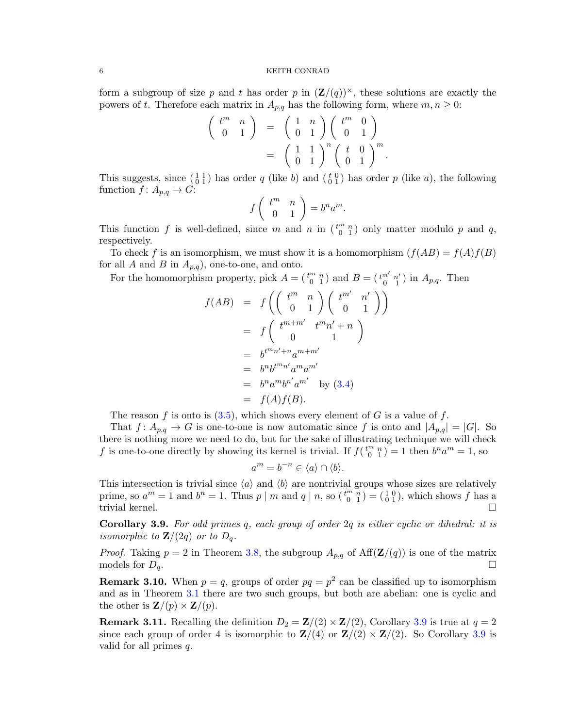form a subgroup of size $p$ and $t$ has order $p$ in $(\mathbf{Z}/(q))^\times$, these solutions are exactly the powers of $t$. Therefore each matrix in $A_{p,q}$ has the following form, where $m, n \geq 0$:

$$\begin{aligned}
\begin{pmatrix} t^m & n \\ 0 & 1 \end{pmatrix} &= \begin{pmatrix} 1 & n \\ 0 & 1 \end{pmatrix} \begin{pmatrix} t^m & 0 \\ 0 & 1 \end{pmatrix} \\
&= \begin{pmatrix} 1 & 1 \\ 0 & 1 \end{pmatrix}^n \begin{pmatrix} t & 0 \\ 0 & 1 \end{pmatrix}^m.
\end{aligned}$$

This suggests, since $\left(\begin{smallmatrix} 1 & 1 \\ 0 & 1 \end{smallmatrix}\right)$ has order $q$ (like $b$) and $\left(\begin{smallmatrix} t & 0 \\ 0 & 1 \end{smallmatrix}\right)$ has order $p$ (like $a$), the following function $f \colon A_{p,q} \to G$:

$$f\begin{pmatrix} t^m & n \\ 0 & 1 \end{pmatrix} = b^n a^m.$$

This function $f$ is well-defined, since $m$ and $n$ in $\left(\begin{smallmatrix} t^m & n \\ 0 & 1 \end{smallmatrix}\right)$ only matter modulo $p$ and $q$, respectively.

To check $f$ is an isomorphism, we must show it is a homomorphism ($f(AB) = f(A)f(B)$ for all $A$ and $B$ in $A_{p,q}$), one-to-one, and onto.

For the homomorphism property, pick $A = \left(\begin{smallmatrix} t^m & n \\ 0 & 1 \end{smallmatrix}\right)$ and $B = \left(\begin{smallmatrix} t^{m'} & n' \\ 0 & 1 \end{smallmatrix}\right)$ in $A_{p,q}$. Then

$$\begin{aligned}
f(AB) &= f\left(\begin{pmatrix} t^m & n \\ 0 & 1 \end{pmatrix}\begin{pmatrix} t^{m'} & n' \\ 0 & 1 \end{pmatrix}\right) \\
&= f\begin{pmatrix} t^{m+m'} & t^m n' + n \\ 0 & 1 \end{pmatrix} \\
&= b^{t^m n' + n} a^{m+m'} \\
&= b^n b^{t^m n'} a^m a^{m'} \\
&= b^n a^m b^{n'} a^{m'} \quad \text{by (3.4)} \\
&= f(A)f(B).
\end{aligned}$$

The reason $f$ is onto is (3.5), which shows every element of $G$ is a value of $f$.

That $f \colon A_{p,q} \to G$ is one-to-one is now automatic since $f$ is onto and $|A_{p,q}| = |G|$. So there is nothing more we need to do, but for the sake of illustrating technique we will check $f$ is one-to-one directly by showing its kernel is trivial. If $f\left(\begin{smallmatrix} t^m & n \\ 0 & 1 \end{smallmatrix}\right) = 1$ then $b^n a^m = 1$, so

$$a^m = b^{-n} \in \langle a \rangle \cap \langle b \rangle.$$

This intersection is trivial since $\langle a \rangle$ and $\langle b \rangle$ are nontrivial groups whose sizes are relatively prime, so $a^m = 1$ and $b^n = 1$. Thus $p \mid m$ and $q \mid n$, so $\left(\begin{smallmatrix} t^m & n \\ 0 & 1 \end{smallmatrix}\right) = \left(\begin{smallmatrix} 1 & 0 \\ 0 & 1 \end{smallmatrix}\right)$, which shows $f$ has a trivial kernel. $\square$

**Corollary 3.9.** *For odd primes $q$, each group of order $2q$ is either cyclic or dihedral: it is isomorphic to $\mathbf{Z}/(2q)$ or to $D_q$.*

*Proof.* Taking $p = 2$ in Theorem 3.8, the subgroup $A_{p,q}$ of $\mathrm{Aff}(\mathbf{Z}/(q))$ is one of the matrix models for $D_q$. $\square$

**Remark 3.10.** When $p = q$, groups of order $pq = p^2$ can be classified up to isomorphism and as in Theorem 3.1 there are two such groups, but both are abelian: one is cyclic and the other is $\mathbf{Z}/(p) \times \mathbf{Z}/(p)$.

**Remark 3.11.** Recalling the definition $D_2 = \mathbf{Z}/(2) \times \mathbf{Z}/(2)$, Corollary 3.9 is true at $q = 2$ since each group of order 4 is isomorphic to $\mathbf{Z}/(4)$ or $\mathbf{Z}/(2) \times \mathbf{Z}/(2)$. So Corollary 3.9 is valid for all primes $q$.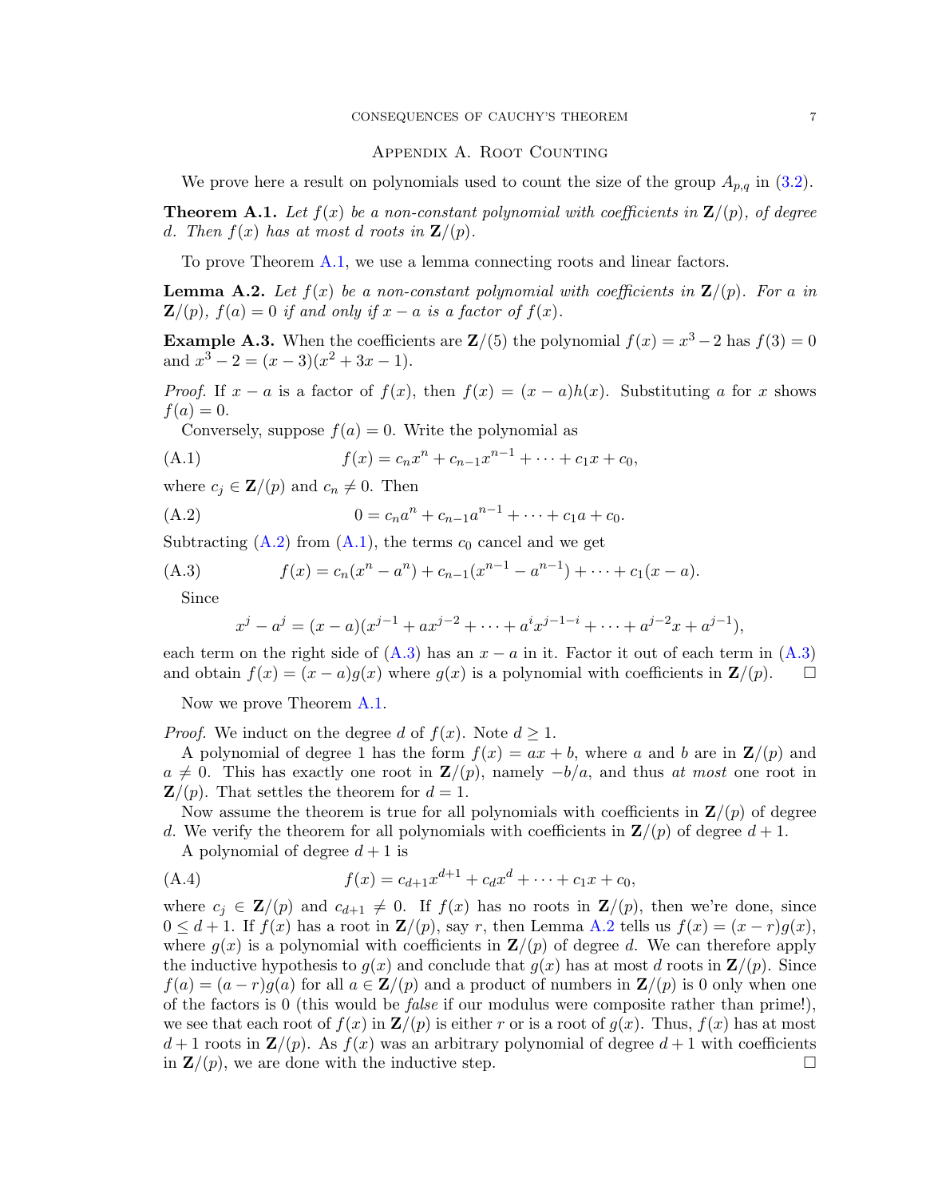## Appendix A. Root Counting

We prove here a result on polynomials used to count the size of the group $A_{p,q}$ in (3.2).

**Theorem A.1.** *Let $f(x)$ be a non-constant polynomial with coefficients in $\mathbf{Z}/(p)$, of degree $d$. Then $f(x)$ has at most $d$ roots in $\mathbf{Z}/(p)$.*

To prove Theorem A.1, we use a lemma connecting roots and linear factors.

**Lemma A.2.** *Let $f(x)$ be a non-constant polynomial with coefficients in $\mathbf{Z}/(p)$. For $a$ in $\mathbf{Z}/(p)$, $f(a) = 0$ if and only if $x - a$ is a factor of $f(x)$.*

**Example A.3.** When the coefficients are $\mathbf{Z}/(5)$ the polynomial $f(x) = x^3 - 2$ has $f(3) = 0$ and $x^3 - 2 = (x - 3)(x^2 + 3x - 1)$.

*Proof.* If $x - a$ is a factor of $f(x)$, then $f(x) = (x - a)h(x)$. Substituting $a$ for $x$ shows $f(a) = 0$.

Conversely, suppose $f(a) = 0$. Write the polynomial as

$$f(x) = c_n x^n + c_{n-1} x^{n-1} + \cdots + c_1 x + c_0, \tag{A.1}$$

where $c_j \in \mathbf{Z}/(p)$ and $c_n \neq 0$. Then

$$0 = c_n a^n + c_{n-1} a^{n-1} + \cdots + c_1 a + c_0. \tag{A.2}$$

Subtracting (A.2) from (A.1), the terms $c_0$ cancel and we get

$$f(x) = c_n(x^n - a^n) + c_{n-1}(x^{n-1} - a^{n-1}) + \cdots + c_1(x - a). \tag{A.3}$$

Since

$$x^j - a^j = (x - a)(x^{j-1} + ax^{j-2} + \cdots + a^i x^{j-1-i} + \cdots + a^{j-2}x + a^{j-1}),$$

each term on the right side of (A.3) has an $x - a$ in it. Factor it out of each term in (A.3) and obtain $f(x) = (x - a)g(x)$ where $g(x)$ is a polynomial with coefficients in $\mathbf{Z}/(p)$. □

Now we prove Theorem A.1.

*Proof.* We induct on the degree $d$ of $f(x)$. Note $d \geq 1$.

A polynomial of degree 1 has the form $f(x) = ax + b$, where $a$ and $b$ are in $\mathbf{Z}/(p)$ and $a \neq 0$. This has exactly one root in $\mathbf{Z}/(p)$, namely $-b/a$, and thus *at most* one root in $\mathbf{Z}/(p)$. That settles the theorem for $d = 1$.

Now assume the theorem is true for all polynomials with coefficients in $\mathbf{Z}/(p)$ of degree $d$. We verify the theorem for all polynomials with coefficients in $\mathbf{Z}/(p)$ of degree $d + 1$.

A polynomial of degree $d + 1$ is

$$f(x) = c_{d+1} x^{d+1} + c_d x^d + \cdots + c_1 x + c_0, \tag{A.4}$$

where $c_j \in \mathbf{Z}/(p)$ and $c_{d+1} \neq 0$. If $f(x)$ has no roots in $\mathbf{Z}/(p)$, then we're done, since $0 \leq d + 1$. If $f(x)$ has a root in $\mathbf{Z}/(p)$, say $r$, then Lemma A.2 tells us $f(x) = (x - r)g(x)$, where $g(x)$ is a polynomial with coefficients in $\mathbf{Z}/(p)$ of degree $d$. We can therefore apply the inductive hypothesis to $g(x)$ and conclude that $g(x)$ has at most $d$ roots in $\mathbf{Z}/(p)$. Since $f(a) = (a - r)g(a)$ for all $a \in \mathbf{Z}/(p)$ and a product of numbers in $\mathbf{Z}/(p)$ is 0 only when one of the factors is 0 (this would be *false* if our modulus were composite rather than prime!), we see that each root of $f(x)$ in $\mathbf{Z}/(p)$ is either $r$ or is a root of $g(x)$. Thus, $f(x)$ has at most $d + 1$ roots in $\mathbf{Z}/(p)$. As $f(x)$ was an arbitrary polynomial of degree $d + 1$ with coefficients in $\mathbf{Z}/(p)$, we are done with the inductive step. □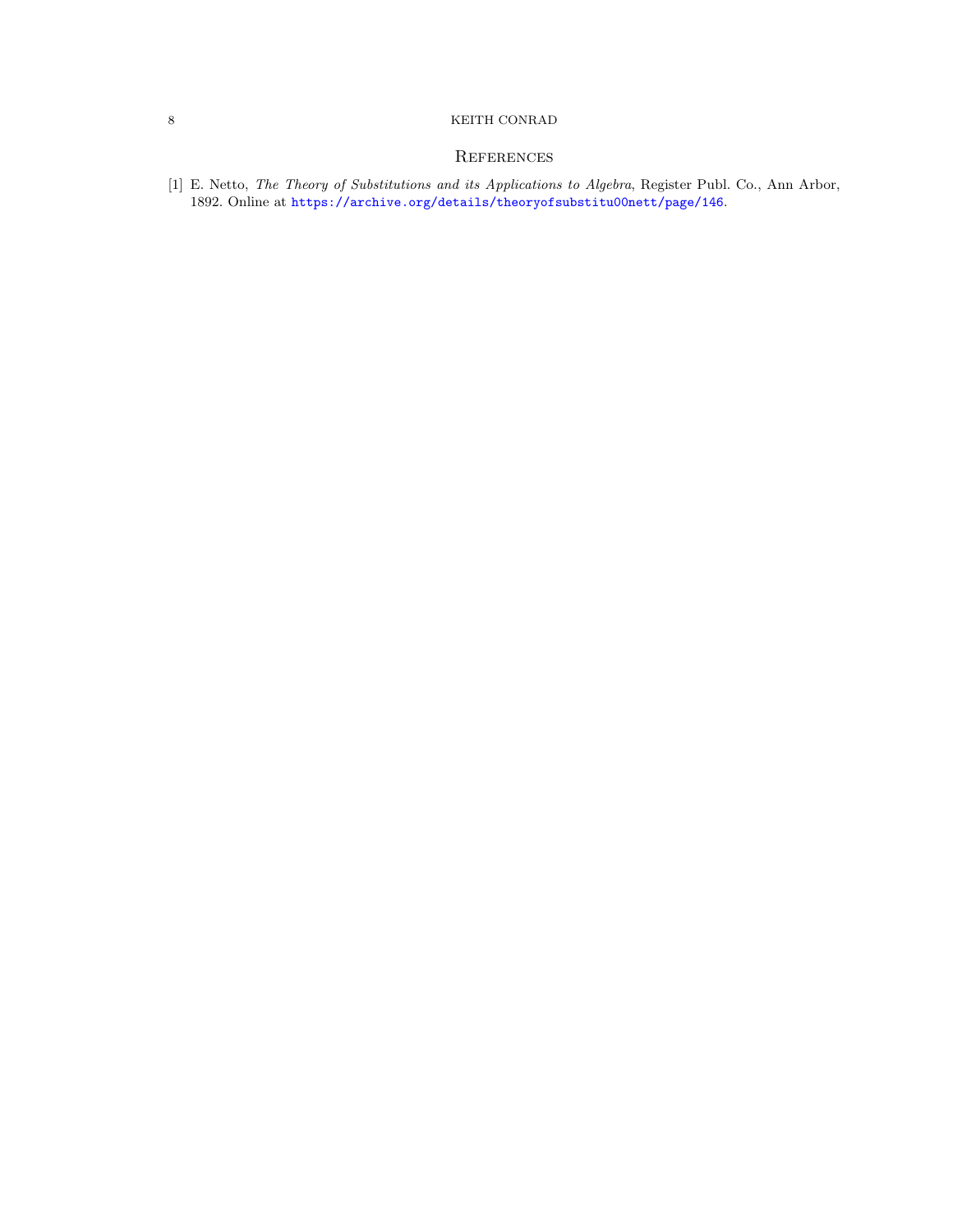## References

[1] E. Netto, *The Theory of Substitutions and its Applications to Algebra*, Register Publ. Co., Ann Arbor, 1892. Online at https://archive.org/details/theoryofsubstitu00nett/page/146.